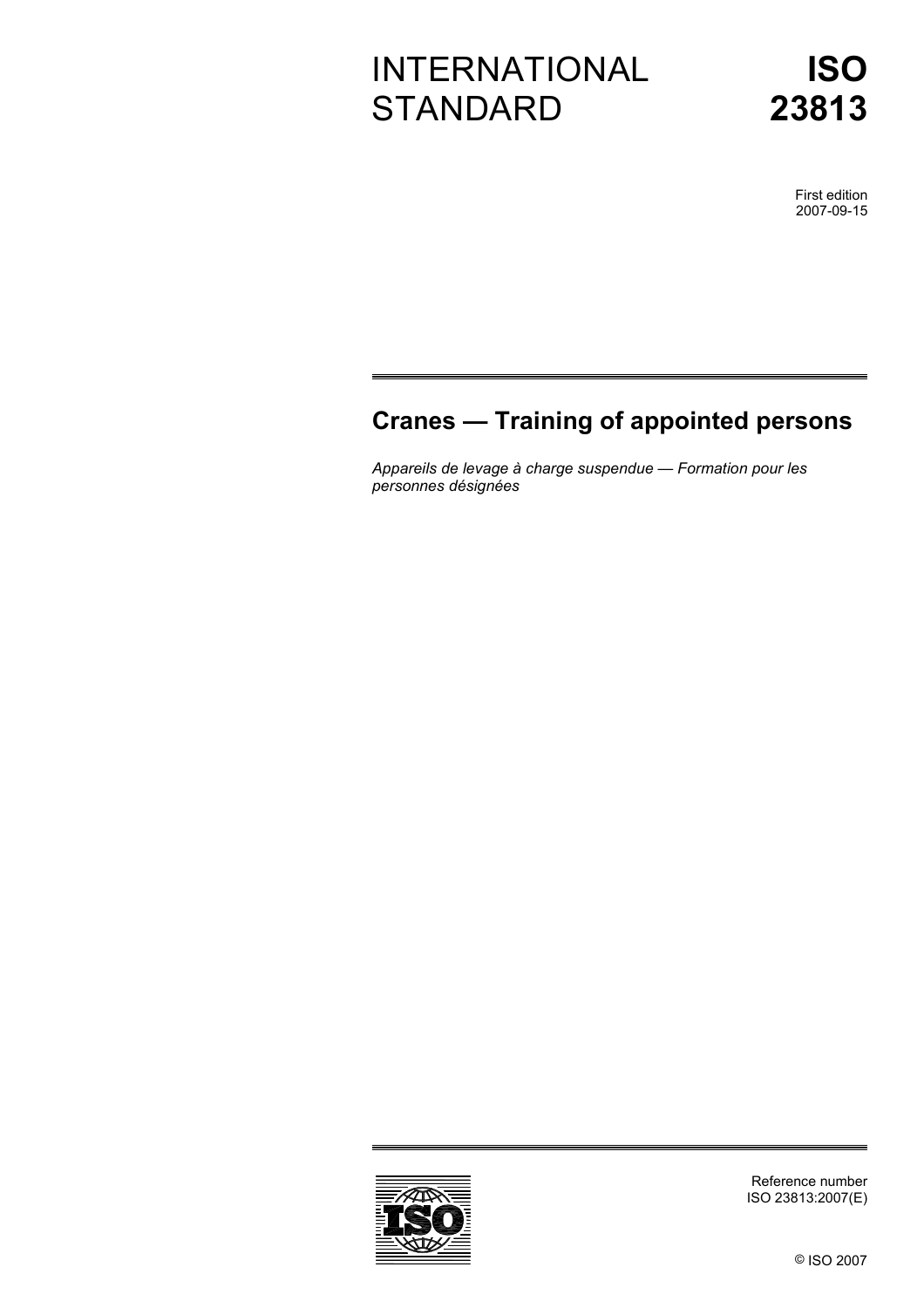INTERNATIONAL STANDARD

**ISO 23813**

First edition
2007-09-15

# Cranes — Training of appointed persons

*Appareils de levage à charge suspendue — Formation pour les personnes désignées*

Reference number
ISO 23813:2007(E)

© ISO 2007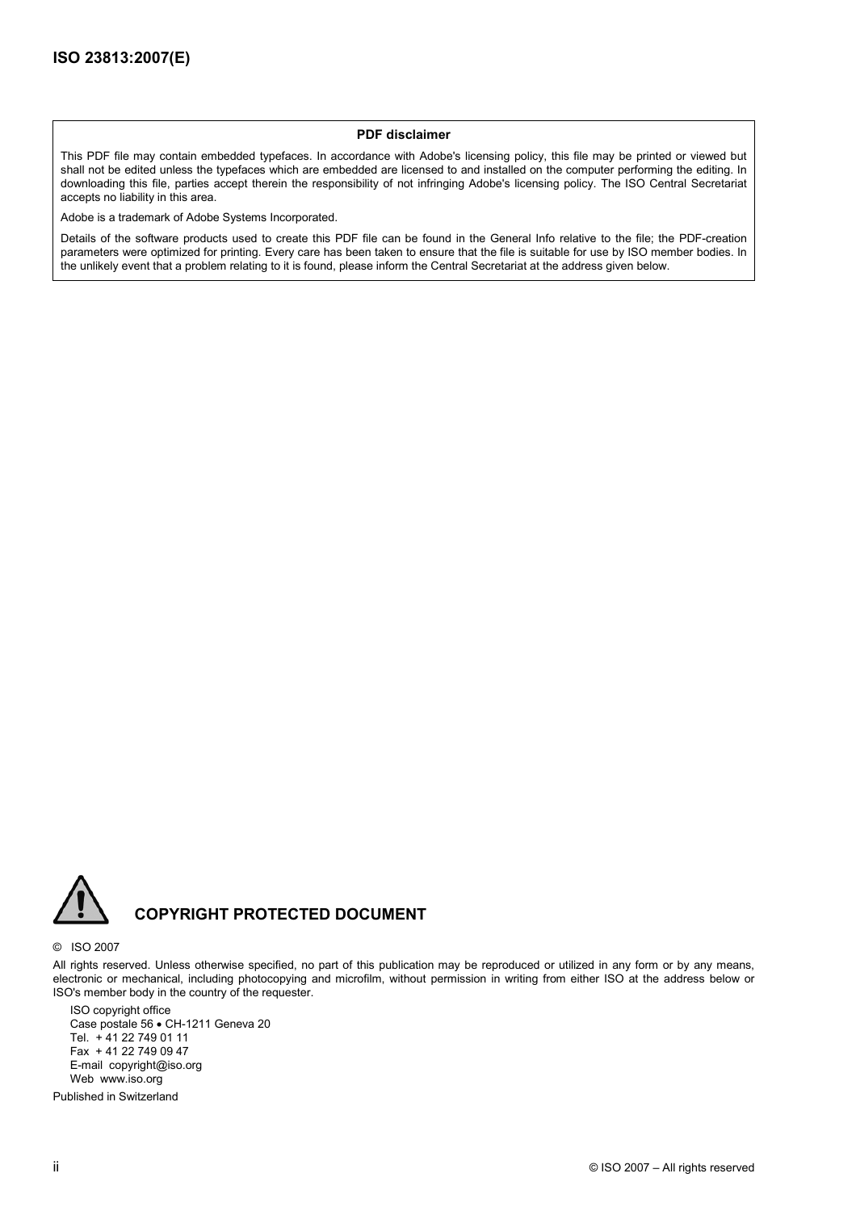**PDF disclaimer**

This PDF file may contain embedded typefaces. In accordance with Adobe's licensing policy, this file may be printed or viewed but shall not be edited unless the typefaces which are embedded are licensed to and installed on the computer performing the editing. In downloading this file, parties accept therein the responsibility of not infringing Adobe's licensing policy. The ISO Central Secretariat accepts no liability in this area.

Adobe is a trademark of Adobe Systems Incorporated.

Details of the software products used to create this PDF file can be found in the General Info relative to the file; the PDF-creation parameters were optimized for printing. Every care has been taken to ensure that the file is suitable for use by ISO member bodies. In the unlikely event that a problem relating to it is found, please inform the Central Secretariat at the address given below.

## COPYRIGHT PROTECTED DOCUMENT

© ISO 2007

All rights reserved. Unless otherwise specified, no part of this publication may be reproduced or utilized in any form or by any means, electronic or mechanical, including photocopying and microfilm, without permission in writing from either ISO at the address below or ISO's member body in the country of the requester.

ISO copyright office
Case postale 56 • CH-1211 Geneva 20
Tel. + 41 22 749 01 11
Fax + 41 22 749 09 47
E-mail copyright@iso.org
Web www.iso.org

Published in Switzerland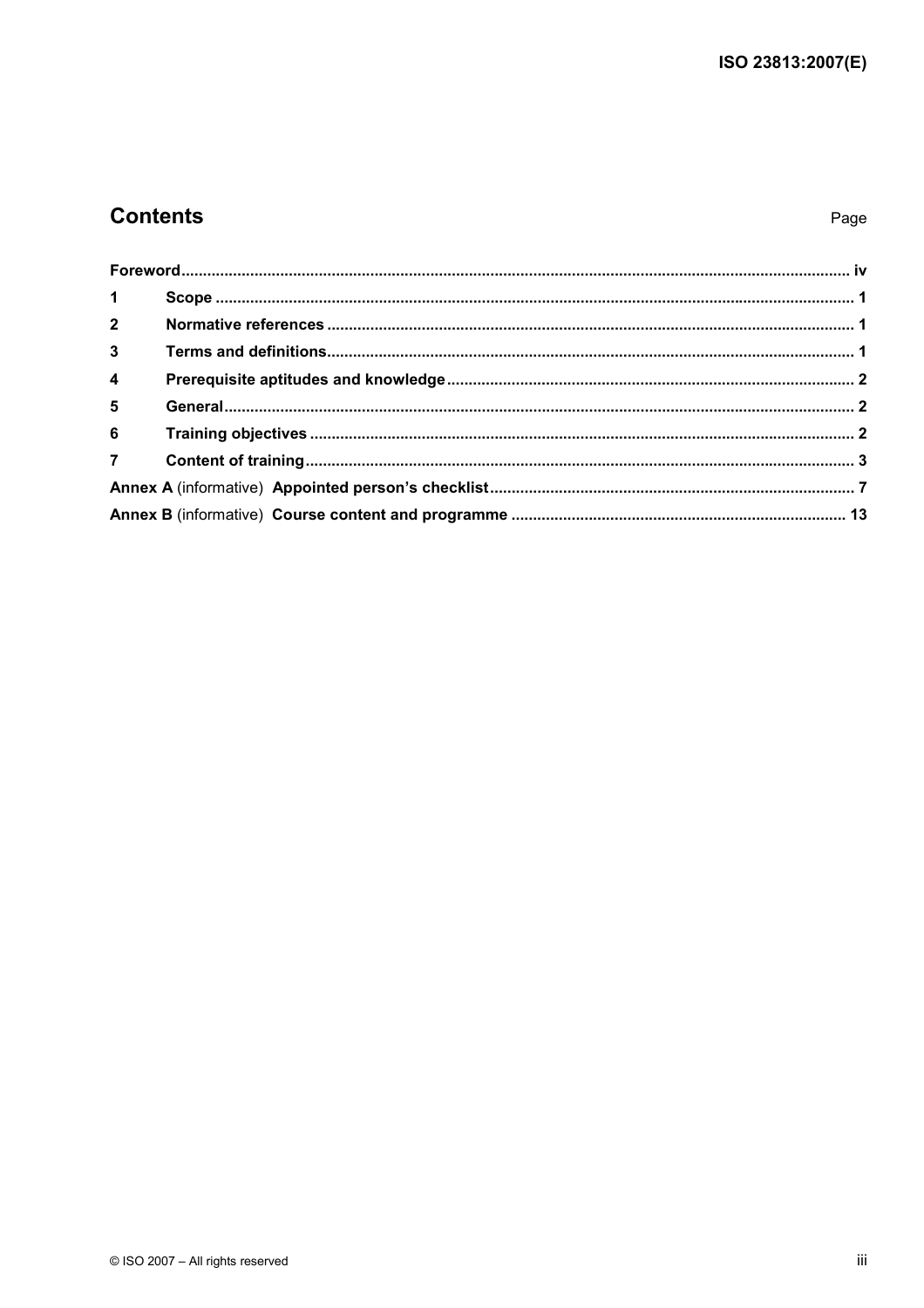## Contents

Page

| | | |
|---|---|---|
| **Foreword** | | **iv** |
| **1** | **Scope** | **1** |
| **2** | **Normative references** | **1** |
| **3** | **Terms and definitions** | **1** |
| **4** | **Prerequisite aptitudes and knowledge** | **2** |
| **5** | **General** | **2** |
| **6** | **Training objectives** | **2** |
| **7** | **Content of training** | **3** |
| **Annex A** (informative) | **Appointed person's checklist** | **7** |
| **Annex B** (informative) | **Course content and programme** | **13** |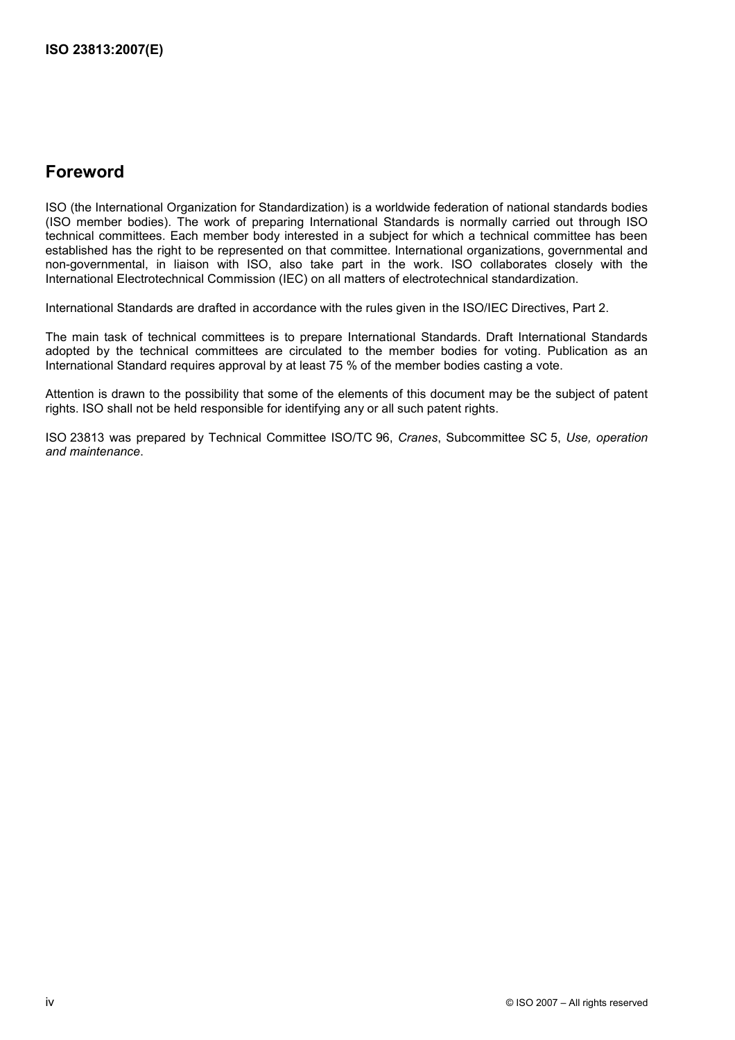## Foreword

ISO (the International Organization for Standardization) is a worldwide federation of national standards bodies (ISO member bodies). The work of preparing International Standards is normally carried out through ISO technical committees. Each member body interested in a subject for which a technical committee has been established has the right to be represented on that committee. International organizations, governmental and non-governmental, in liaison with ISO, also take part in the work. ISO collaborates closely with the International Electrotechnical Commission (IEC) on all matters of electrotechnical standardization.

International Standards are drafted in accordance with the rules given in the ISO/IEC Directives, Part 2.

The main task of technical committees is to prepare International Standards. Draft International Standards adopted by the technical committees are circulated to the member bodies for voting. Publication as an International Standard requires approval by at least 75 % of the member bodies casting a vote.

Attention is drawn to the possibility that some of the elements of this document may be the subject of patent rights. ISO shall not be held responsible for identifying any or all such patent rights.

ISO 23813 was prepared by Technical Committee ISO/TC 96, *Cranes*, Subcommittee SC 5, *Use, operation and maintenance*.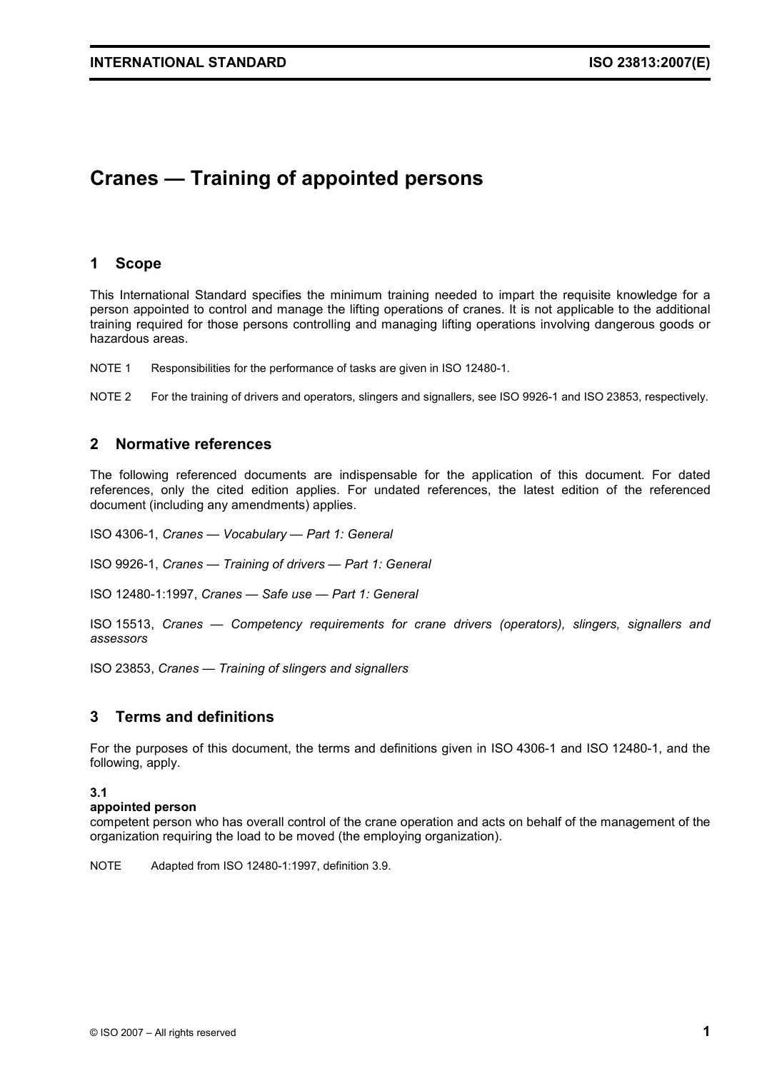# Cranes — Training of appointed persons

## 1 Scope

This International Standard specifies the minimum training needed to impart the requisite knowledge for a person appointed to control and manage the lifting operations of cranes. It is not applicable to the additional training required for those persons controlling and managing lifting operations involving dangerous goods or hazardous areas.

NOTE 1 Responsibilities for the performance of tasks are given in ISO 12480-1.

NOTE 2 For the training of drivers and operators, slingers and signallers, see ISO 9926-1 and ISO 23853, respectively.

## 2 Normative references

The following referenced documents are indispensable for the application of this document. For dated references, only the cited edition applies. For undated references, the latest edition of the referenced document (including any amendments) applies.

ISO 4306-1, *Cranes — Vocabulary — Part 1: General*

ISO 9926-1, *Cranes — Training of drivers — Part 1: General*

ISO 12480-1:1997, *Cranes — Safe use — Part 1: General*

ISO 15513, *Cranes — Competency requirements for crane drivers (operators), slingers, signallers and assessors*

ISO 23853, *Cranes — Training of slingers and signallers*

## 3 Terms and definitions

For the purposes of this document, the terms and definitions given in ISO 4306-1 and ISO 12480-1, and the following, apply.

**3.1**
**appointed person**
competent person who has overall control of the crane operation and acts on behalf of the management of the organization requiring the load to be moved (the employing organization).

NOTE Adapted from ISO 12480-1:1997, definition 3.9.